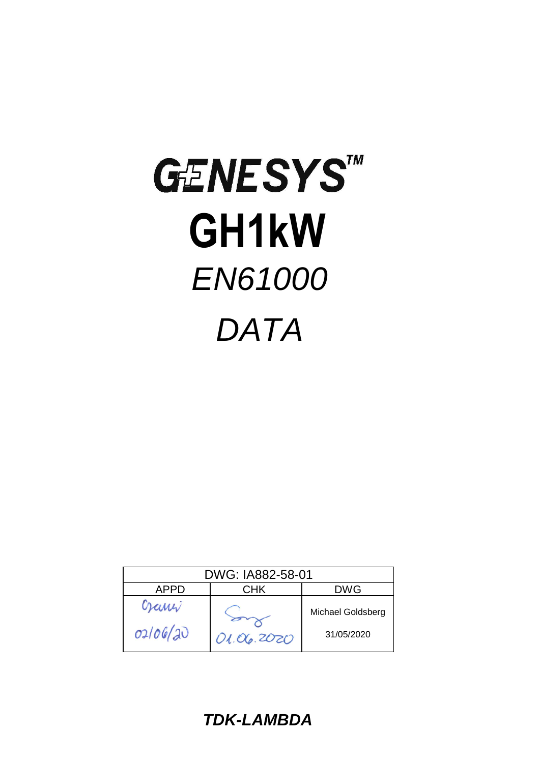# GENESYS™

# GH1kW

*EN61000*

*DATA*

| DWG: IA882-58-01 | | |
|---|---|---|
| APPD | CHK | DWG |
| 02/06/20 | 01.06.2020 | Michael Goldsberg<br>31/05/2020 |

***TDK-LAMBDA***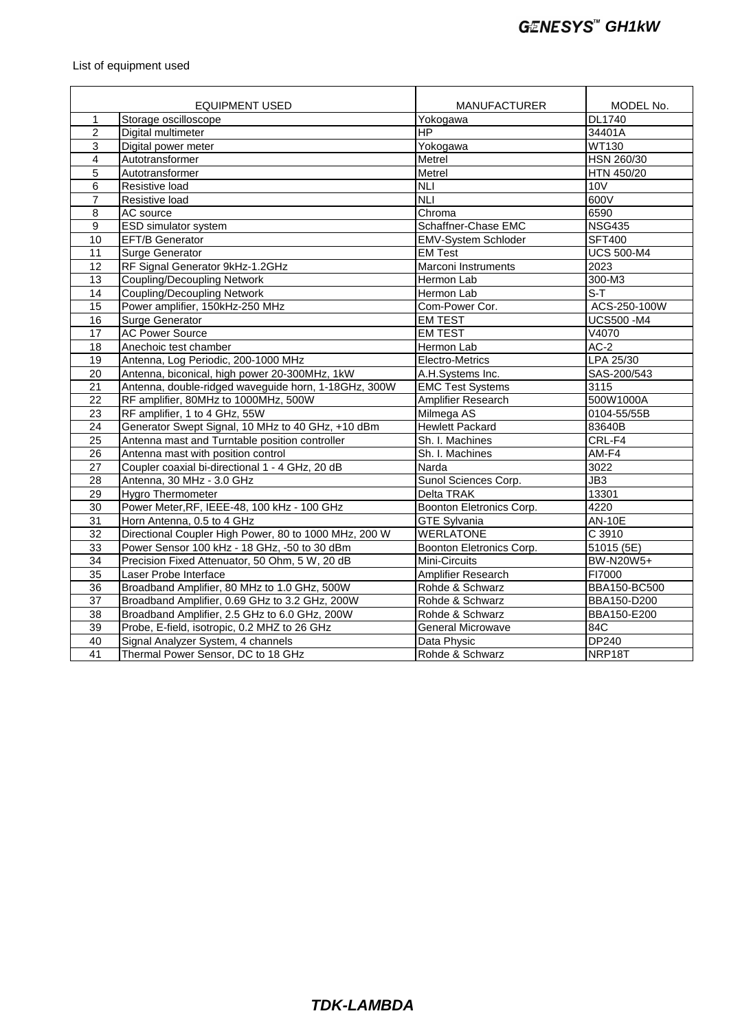List of equipment used

| | EQUIPMENT USED | MANUFACTURER | MODEL No. |
|---|---|---|---|
| 1 | Storage oscilloscope | Yokogawa | DL1740 |
| 2 | Digital multimeter | HP | 34401A |
| 3 | Digital power meter | Yokogawa | WT130 |
| 4 | Autotransformer | Metrel | HSN 260/30 |
| 5 | Autotransformer | Metrel | HTN 450/20 |
| 6 | Resistive load | NLI | 10V |
| 7 | Resistive load | NLI | 600V |
| 8 | AC source | Chroma | 6590 |
| 9 | ESD simulator system | Schaffner-Chase EMC | NSG435 |
| 10 | EFT/B Generator | EMV-System Schloder | SFT400 |
| 11 | Surge Generator | EM Test | UCS 500-M4 |
| 12 | RF Signal Generator 9kHz-1.2GHz | Marconi Instruments | 2023 |
| 13 | Coupling/Decoupling Network | Hermon Lab | 300-M3 |
| 14 | Coupling/Decoupling Network | Hermon Lab | S-T |
| 15 | Power amplifier, 150kHz-250 MHz | Com-Power Cor. | ACS-250-100W |
| 16 | Surge Generator | EM TEST | UCS500 -M4 |
| 17 | AC Power Source | EM TEST | V4070 |
| 18 | Anechoic test chamber | Hermon Lab | AC-2 |
| 19 | Antenna, Log Periodic, 200-1000 MHz | Electro-Metrics | LPA 25/30 |
| 20 | Antenna, biconical, high power 20-300MHz, 1kW | A.H.Systems Inc. | SAS-200/543 |
| 21 | Antenna, double-ridged waveguide horn, 1-18GHz, 300W | EMC Test Systems | 3115 |
| 22 | RF amplifier, 80MHz to 1000MHz, 500W | Amplifier Research | 500W1000A |
| 23 | RF amplifier, 1 to 4 GHz, 55W | Milmega AS | 0104-55/55B |
| 24 | Generator Swept Signal, 10 MHz to 40 GHz, +10 dBm | Hewlett Packard | 83640B |
| 25 | Antenna mast and Turntable position controller | Sh. I. Machines | CRL-F4 |
| 26 | Antenna mast with position control | Sh. I. Machines | AM-F4 |
| 27 | Coupler coaxial bi-directional 1 - 4 GHz, 20 dB | Narda | 3022 |
| 28 | Antenna, 30 MHz - 3.0 GHz | Sunol Sciences Corp. | JB3 |
| 29 | Hygro Thermometer | Delta TRAK | 13301 |
| 30 | Power Meter,RF, IEEE-48, 100 kHz - 100 GHz | Boonton Eletronics Corp. | 4220 |
| 31 | Horn Antenna, 0.5 to 4 GHz | GTE Sylvania | AN-10E |
| 32 | Directional Coupler High Power, 80 to 1000 MHz, 200 W | WERLATONE | C 3910 |
| 33 | Power Sensor 100 kHz - 18 GHz, -50 to 30 dBm | Boonton Eletronics Corp. | 51015 (5E) |
| 34 | Precision Fixed Attenuator, 50 Ohm, 5 W, 20 dB | Mini-Circuits | BW-N20W5+ |
| 35 | Laser Probe Interface | Amplifier Research | FI7000 |
| 36 | Broadband Amplifier, 80 MHz to 1.0 GHz, 500W | Rohde & Schwarz | BBA150-BC500 |
| 37 | Broadband Amplifier, 0.69 GHz to 3.2 GHz, 200W | Rohde & Schwarz | BBA150-D200 |
| 38 | Broadband Amplifier, 2.5 GHz to 6.0 GHz, 200W | Rohde & Schwarz | BBA150-E200 |
| 39 | Probe, E-field, isotropic, 0.2 MHZ to 26 GHz | General Microwave | 84C |
| 40 | Signal Analyzer System, 4 channels | Data Physic | DP240 |
| 41 | Thermal Power Sensor, DC to 18 GHz | Rohde & Schwarz | NRP18T |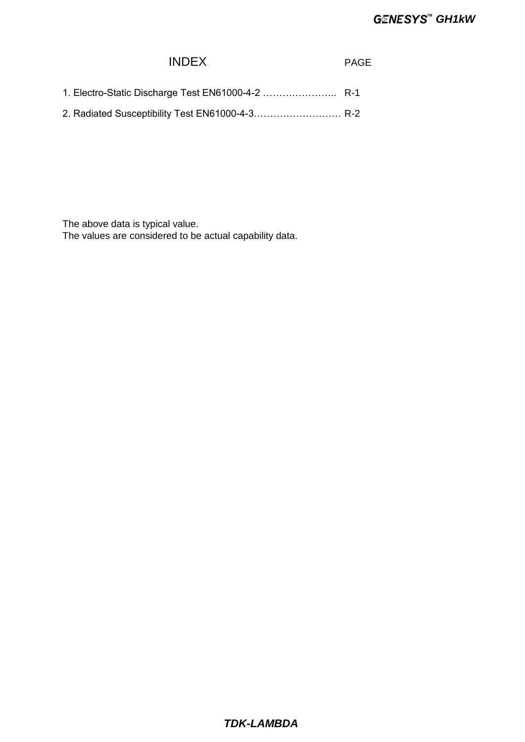# INDEX

| | PAGE |
|---|---|
| 1. Electro-Static Discharge Test EN61000-4-2 ………………….. | R-1 |
| 2. Radiated Susceptibility Test EN61000-4-3……………………… | R-2 |

The above data is typical value.
The values are considered to be actual capability data.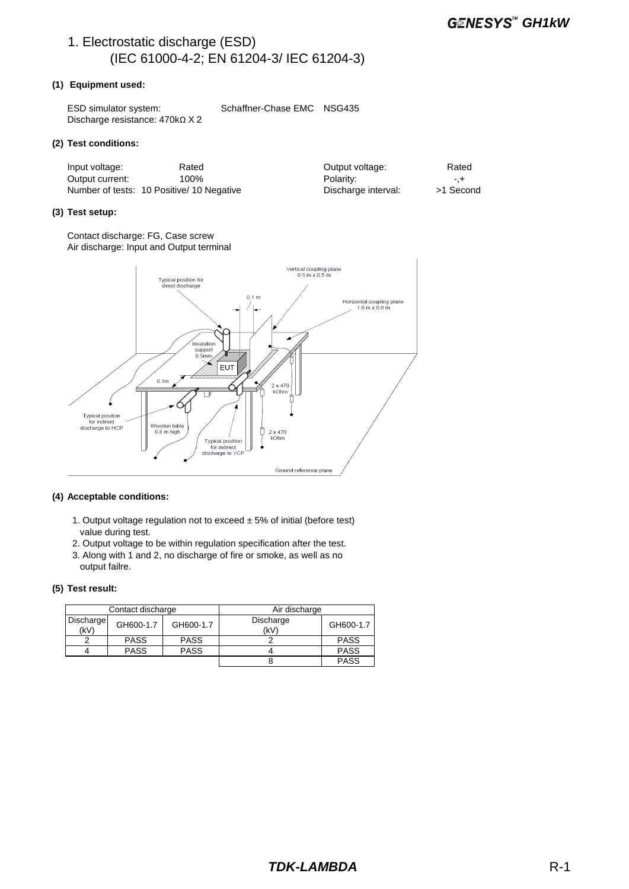# 1. Electrostatic discharge (ESD)
## (IEC 61000-4-2; EN 61204-3/ IEC 61204-3)

**(1) Equipment used:**

ESD simulator system: Schaffner-Chase EMC NSG435
Discharge resistance: 470kΩ X 2

**(2) Test conditions:**

| | | | |
|---|---|---|---|
| Input voltage: | Rated | Output voltage: | Rated |
| Output current: | 100% | Polarity: | -,+ |
| Number of tests: | 10 Positive/ 10 Negative | Discharge interval: | >1 Second |

**(3) Test setup:**

Contact discharge: FG, Case screw
Air discharge: Input and Output terminal

Vertical coupling plane 0.5 m x 0.5 m
Typical position for direct discharge
0.1 m
Horizontal coupling plane 1.6 m x 0.8 m
Insulation support 0.5mm
EUT
0.1m
2 x 470 kOhm
Typical position for indirect discharge to HCP
Wooden table 0.8 m high
Typical position for indirect discharge to VCP
2 x 470 kOhm
Ground reference plane

**(4) Acceptable conditions:**

1. Output voltage regulation not to exceed ± 5% of initial (before test) value during test.
2. Output voltage to be within regulation specification after the test.
3. Along with 1 and 2, no discharge of fire or smoke, as well as no output failre.

**(5) Test result:**

| Contact discharge | | | Air discharge | |
|---|---|---|---|---|
| Discharge (kV) | GH600-1.7 | GH600-1.7 | Discharge (kV) | GH600-1.7 |
| 2 | PASS | PASS | 2 | PASS |
| 4 | PASS | PASS | 4 | PASS |
| | | | 8 | PASS |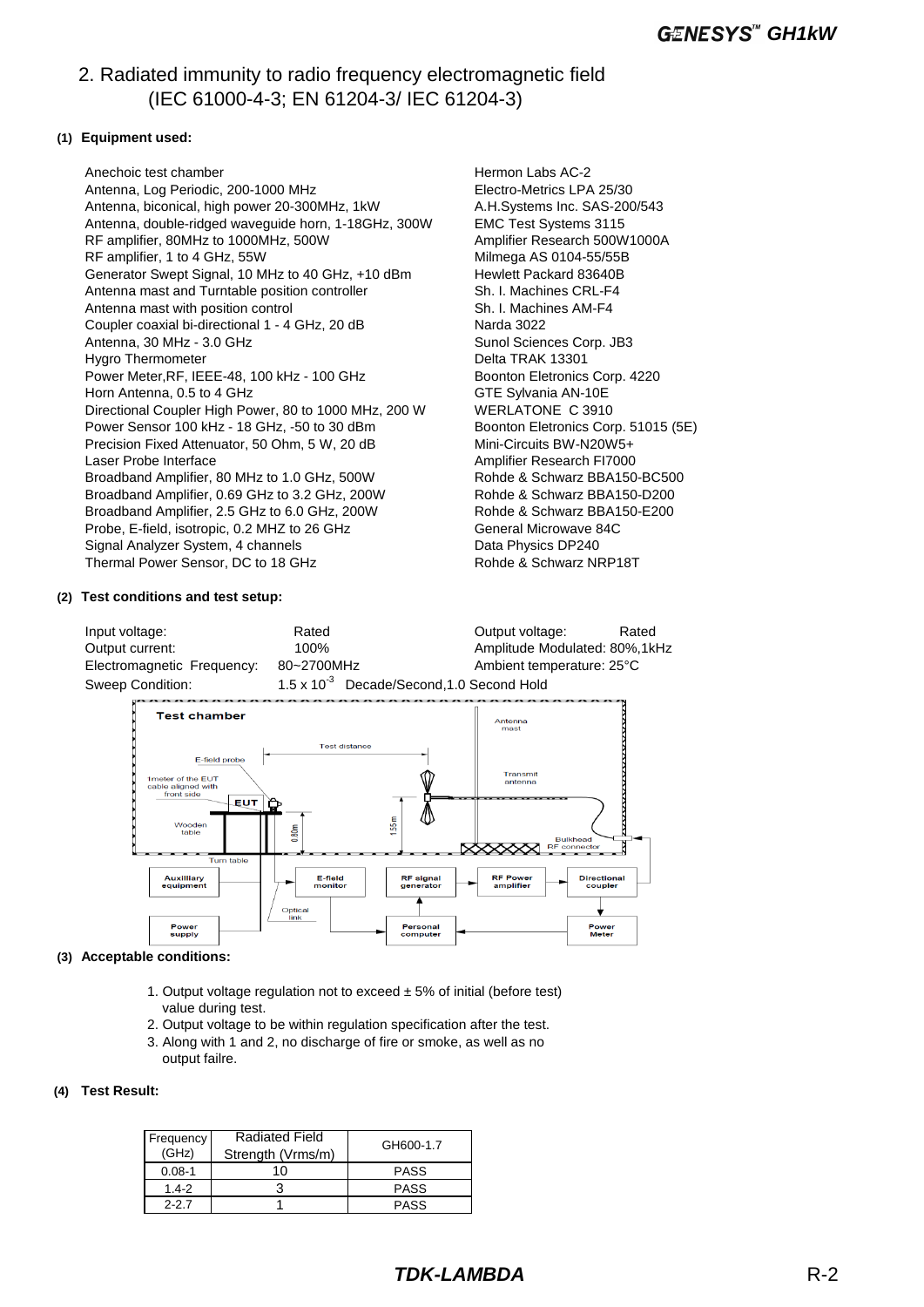## 2. Radiated immunity to radio frequency electromagnetic field (IEC 61000-4-3; EN 61204-3/ IEC 61204-3)

**(1) Equipment used:**

| | |
|---|---|
| Anechoic test chamber | Hermon Labs AC-2 |
| Antenna, Log Periodic, 200-1000 MHz | Electro-Metrics LPA 25/30 |
| Antenna, biconical, high power 20-300MHz, 1kW | A.H.Systems Inc. SAS-200/543 |
| Antenna, double-ridged waveguide horn, 1-18GHz, 300W | EMC Test Systems 3115 |
| RF amplifier, 80MHz to 1000MHz, 500W | Amplifier Research 500W1000A |
| RF amplifier, 1 to 4 GHz, 55W | Milmega AS 0104-55/55B |
| Generator Swept Signal, 10 MHz to 40 GHz, +10 dBm | Hewlett Packard 83640B |
| Antenna mast and Turntable position controller | Sh. I. Machines CRL-F4 |
| Antenna mast with position control | Sh. I. Machines AM-F4 |
| Coupler coaxial bi-directional 1 - 4 GHz, 20 dB | Narda 3022 |
| Antenna, 30 MHz - 3.0 GHz | Sunol Sciences Corp. JB3 |
| Hygro Thermometer | Delta TRAK 13301 |
| Power Meter,RF, IEEE-48, 100 kHz - 100 GHz | Boonton Eletronics Corp. 4220 |
| Horn Antenna, 0.5 to 4 GHz | GTE Sylvania AN-10E |
| Directional Coupler High Power, 80 to 1000 MHz, 200 W | WERLATONE C 3910 |
| Power Sensor 100 kHz - 18 GHz, -50 to 30 dBm | Boonton Eletronics Corp. 51015 (5E) |
| Precision Fixed Attenuator, 50 Ohm, 5 W, 20 dB | Mini-Circuits BW-N20W5+ |
| Laser Probe Interface | Amplifier Research FI7000 |
| Broadband Amplifier, 80 MHz to 1.0 GHz, 500W | Rohde & Schwarz BBA150-BC500 |
| Broadband Amplifier, 0.69 GHz to 3.2 GHz, 200W | Rohde & Schwarz BBA150-D200 |
| Broadband Amplifier, 2.5 GHz to 6.0 GHz, 200W | Rohde & Schwarz BBA150-E200 |
| Probe, E-field, isotropic, 0.2 MHZ to 26 GHz | General Microwave 84C |
| Signal Analyzer System, 4 channels | Data Physics DP240 |
| Thermal Power Sensor, DC to 18 GHz | Rohde & Schwarz NRP18T |

**(2) Test conditions and test setup:**

Input voltage: Rated
Output voltage: Rated
Output current: 100%
Amplitude Modulated: 80%,1kHz
Electromagnetic Frequency: 80~2700MHz
Ambient temperature: 25°C
Sweep Condition: $1.5 \times 10^{-3}$ Decade/Second,1.0 Second Hold

Test chamber
Antenna mast
Test distance
E-field probe
1meter of the EUT cable aligned with front side
EUT
Transmit antenna
Wooden table
0.80m
155m
Bulkhead RF connector
Turn table
Auxiliary equipment
E-field monitor
RF signal generator
RF Power amplifier
Directional coupler
Optical link
Power supply
Personal computer
Power Meter

**(3) Acceptable conditions:**

1. Output voltage regulation not to exceed ± 5% of initial (before test) value during test.
2. Output voltage to be within regulation specification after the test.
3. Along with 1 and 2, no discharge of fire or smoke, as well as no output failre.

**(4) Test Result:**

| Frequency (GHz) | Radiated Field Strength (Vrms/m) | GH600-1.7 |
|---|---|---|
| 0.08-1 | 10 | PASS |
| 1.4-2 | 3 | PASS |
| 2-2.7 | 1 | PASS |